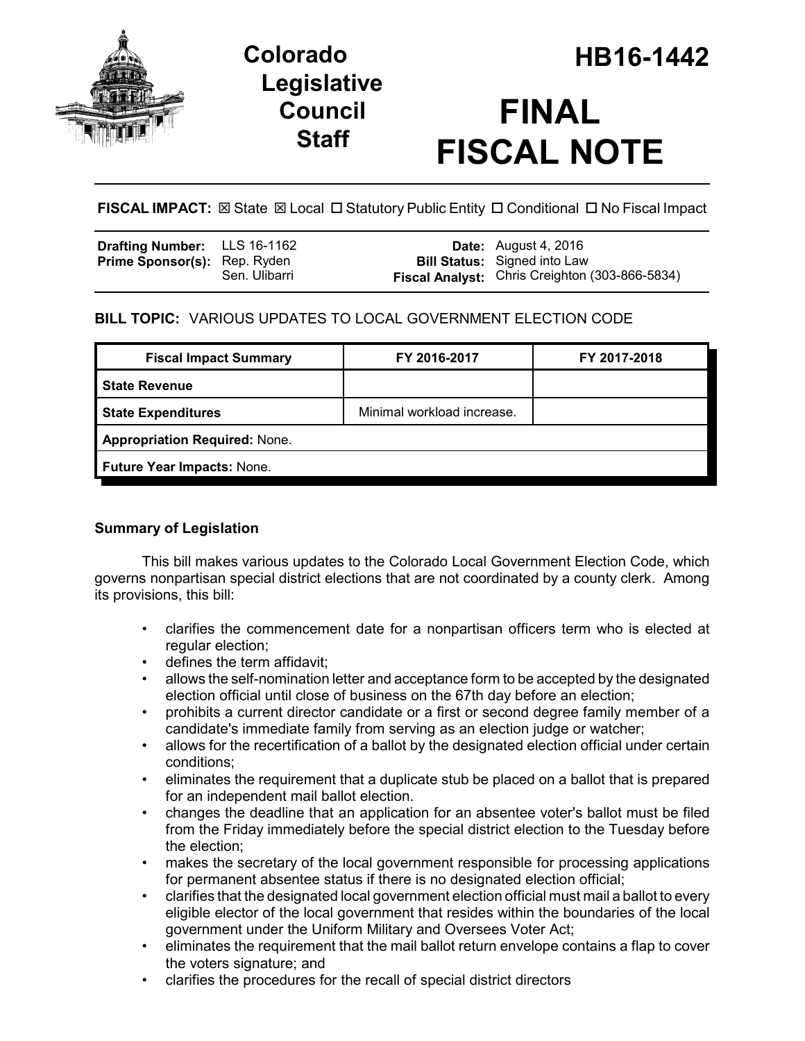# Colorado Legislative Council Staff

# HB16-1442

# FINAL FISCAL NOTE

**FISCAL IMPACT:** ☒ State ☒ Local ☐ Statutory Public Entity ☐ Conditional ☐ No Fiscal Impact

| | | | |
|---|---|---|---|
| **Drafting Number:** | LLS 16-1162 | **Date:** | August 4, 2016 |
| **Prime Sponsor(s):** | Rep. Ryden<br>Sen. Ulibarri | **Bill Status:** | Signed into Law |
| | | **Fiscal Analyst:** | Chris Creighton (303-866-5834) |

**BILL TOPIC:** VARIOUS UPDATES TO LOCAL GOVERNMENT ELECTION CODE

| Fiscal Impact Summary | FY 2016-2017 | FY 2017-2018 |
|---|---|---|
| **State Revenue** | | |
| **State Expenditures** | Minimal workload increase. | |
| **Appropriation Required:** None. | | |
| **Future Year Impacts:** None. | | |

## Summary of Legislation

This bill makes various updates to the Colorado Local Government Election Code, which governs nonpartisan special district elections that are not coordinated by a county clerk. Among its provisions, this bill:

- clarifies the commencement date for a nonpartisan officers term who is elected at regular election;
- defines the term affidavit;
- allows the self-nomination letter and acceptance form to be accepted by the designated election official until close of business on the 67th day before an election;
- prohibits a current director candidate or a first or second degree family member of a candidate's immediate family from serving as an election judge or watcher;
- allows for the recertification of a ballot by the designated election official under certain conditions;
- eliminates the requirement that a duplicate stub be placed on a ballot that is prepared for an independent mail ballot election.
- changes the deadline that an application for an absentee voter's ballot must be filed from the Friday immediately before the special district election to the Tuesday before the election;
- makes the secretary of the local government responsible for processing applications for permanent absentee status if there is no designated election official;
- clarifies that the designated local government election official must mail a ballot to every eligible elector of the local government that resides within the boundaries of the local government under the Uniform Military and Oversees Voter Act;
- eliminates the requirement that the mail ballot return envelope contains a flap to cover the voters signature; and
- clarifies the procedures for the recall of special district directors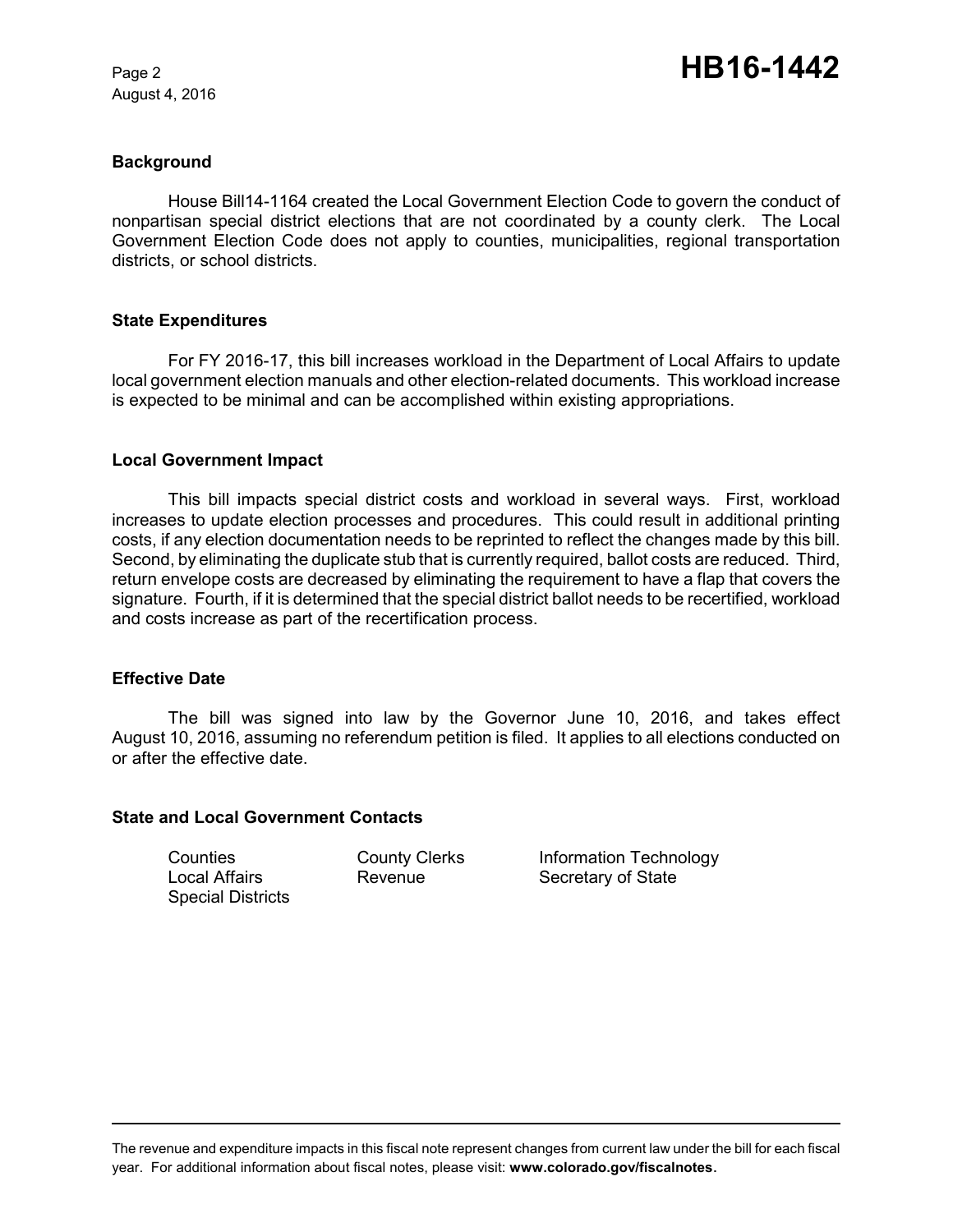## Background

House Bill14-1164 created the Local Government Election Code to govern the conduct of nonpartisan special district elections that are not coordinated by a county clerk. The Local Government Election Code does not apply to counties, municipalities, regional transportation districts, or school districts.

## State Expenditures

For FY 2016-17, this bill increases workload in the Department of Local Affairs to update local government election manuals and other election-related documents. This workload increase is expected to be minimal and can be accomplished within existing appropriations.

## Local Government Impact

This bill impacts special district costs and workload in several ways. First, workload increases to update election processes and procedures. This could result in additional printing costs, if any election documentation needs to be reprinted to reflect the changes made by this bill. Second, by eliminating the duplicate stub that is currently required, ballot costs are reduced. Third, return envelope costs are decreased by eliminating the requirement to have a flap that covers the signature. Fourth, if it is determined that the special district ballot needs to be recertified, workload and costs increase as part of the recertification process.

## Effective Date

The bill was signed into law by the Governor June 10, 2016, and takes effect August 10, 2016, assuming no referendum petition is filed. It applies to all elections conducted on or after the effective date.

## State and Local Government Contacts

| | | |
|---|---|---|
| Counties | County Clerks | Information Technology |
| Local Affairs | Revenue | Secretary of State |
| Special Districts | | |

The revenue and expenditure impacts in this fiscal note represent changes from current law under the bill for each fiscal year. For additional information about fiscal notes, please visit: **www.colorado.gov/fiscalnotes.**